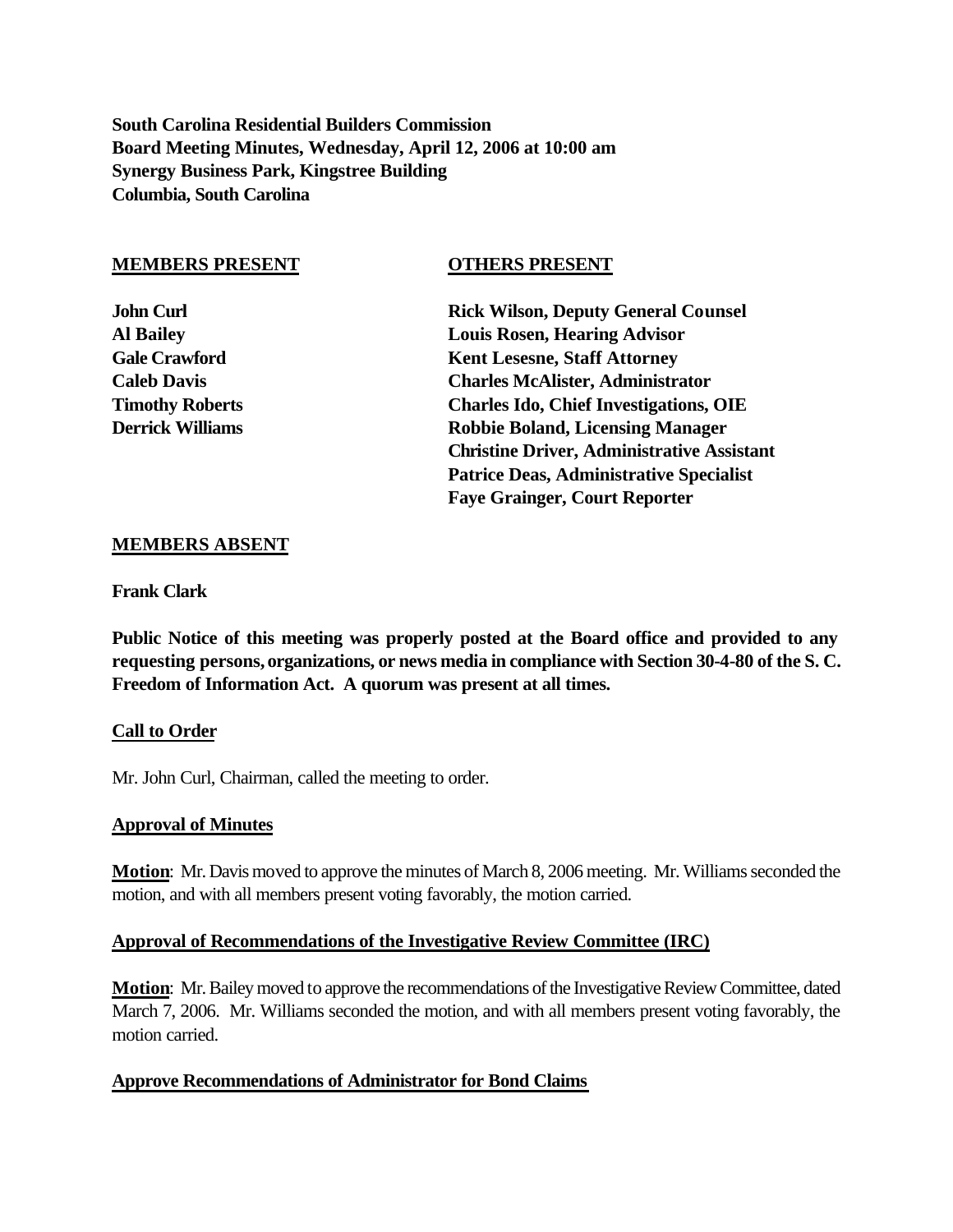**South Carolina Residential Builders Commission**
**Board Meeting Minutes, Wednesday, April 12, 2006 at 10:00 am**
**Synergy Business Park, Kingstree Building**
**Columbia, South Carolina**

| **MEMBERS PRESENT** | **OTHERS PRESENT** |
|---|---|
| **John Curl** | **Rick Wilson, Deputy General Counsel** |
| **Al Bailey** | **Louis Rosen, Hearing Advisor** |
| **Gale Crawford** | **Kent Lesesne, Staff Attorney** |
| **Caleb Davis** | **Charles McAlister, Administrator** |
| **Timothy Roberts** | **Charles Ido, Chief Investigations, OIE** |
| **Derrick Williams** | **Robbie Boland, Licensing Manager** |
| | **Christine Driver, Administrative Assistant** |
| | **Patrice Deas, Administrative Specialist** |
| | **Faye Grainger, Court Reporter** |

**MEMBERS ABSENT**

**Frank Clark**

**Public Notice of this meeting was properly posted at the Board office and provided to any requesting persons, organizations, or news media in compliance with Section 30-4-80 of the S. C. Freedom of Information Act. A quorum was present at all times.**

**Call to Order**

Mr. John Curl, Chairman, called the meeting to order.

**Approval of Minutes**

**Motion**: Mr. Davis moved to approve the minutes of March 8, 2006 meeting. Mr. Williams seconded the motion, and with all members present voting favorably, the motion carried.

**Approval of Recommendations of the Investigative Review Committee (IRC)**

**Motion**: Mr. Bailey moved to approve the recommendations of the Investigative Review Committee, dated March 7, 2006. Mr. Williams seconded the motion, and with all members present voting favorably, the motion carried.

**Approve Recommendations of Administrator for Bond Claims**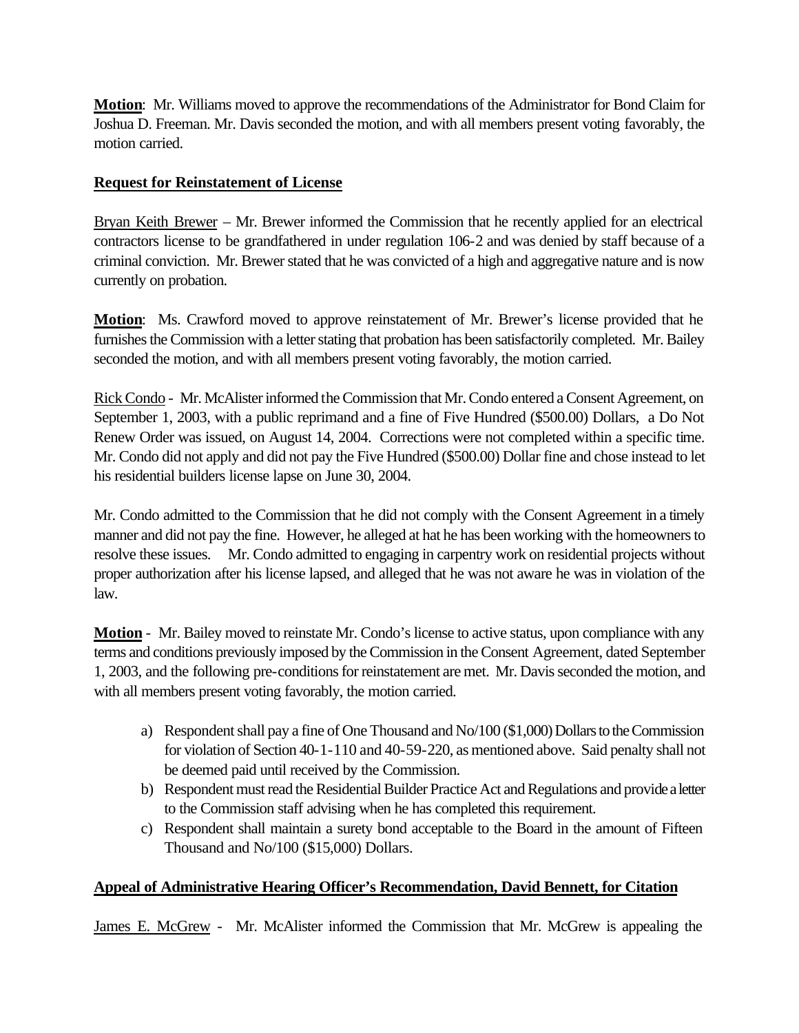**Motion**: Mr. Williams moved to approve the recommendations of the Administrator for Bond Claim for Joshua D. Freeman. Mr. Davis seconded the motion, and with all members present voting favorably, the motion carried.

**Request for Reinstatement of License**

Bryan Keith Brewer – Mr. Brewer informed the Commission that he recently applied for an electrical contractors license to be grandfathered in under regulation 106-2 and was denied by staff because of a criminal conviction. Mr. Brewer stated that he was convicted of a high and aggregative nature and is now currently on probation.

**Motion**: Ms. Crawford moved to approve reinstatement of Mr. Brewer's license provided that he furnishes the Commission with a letter stating that probation has been satisfactorily completed. Mr. Bailey seconded the motion, and with all members present voting favorably, the motion carried.

Rick Condo - Mr. McAlister informed the Commission that Mr. Condo entered a Consent Agreement, on September 1, 2003, with a public reprimand and a fine of Five Hundred ($500.00) Dollars, a Do Not Renew Order was issued, on August 14, 2004. Corrections were not completed within a specific time. Mr. Condo did not apply and did not pay the Five Hundred ($500.00) Dollar fine and chose instead to let his residential builders license lapse on June 30, 2004.

Mr. Condo admitted to the Commission that he did not comply with the Consent Agreement in a timely manner and did not pay the fine. However, he alleged at hat he has been working with the homeowners to resolve these issues. Mr. Condo admitted to engaging in carpentry work on residential projects without proper authorization after his license lapsed, and alleged that he was not aware he was in violation of the law.

**Motion** - Mr. Bailey moved to reinstate Mr. Condo's license to active status, upon compliance with any terms and conditions previously imposed by the Commission in the Consent Agreement, dated September 1, 2003, and the following pre-conditions for reinstatement are met. Mr. Davis seconded the motion, and with all members present voting favorably, the motion carried.

a) Respondent shall pay a fine of One Thousand and No/100 ($1,000) Dollars to the Commission for violation of Section 40-1-110 and 40-59-220, as mentioned above. Said penalty shall not be deemed paid until received by the Commission.
b) Respondent must read the Residential Builder Practice Act and Regulations and provide a letter to the Commission staff advising when he has completed this requirement.
c) Respondent shall maintain a surety bond acceptable to the Board in the amount of Fifteen Thousand and No/100 ($15,000) Dollars.

**Appeal of Administrative Hearing Officer's Recommendation, David Bennett, for Citation**

James E. McGrew - Mr. McAlister informed the Commission that Mr. McGrew is appealing the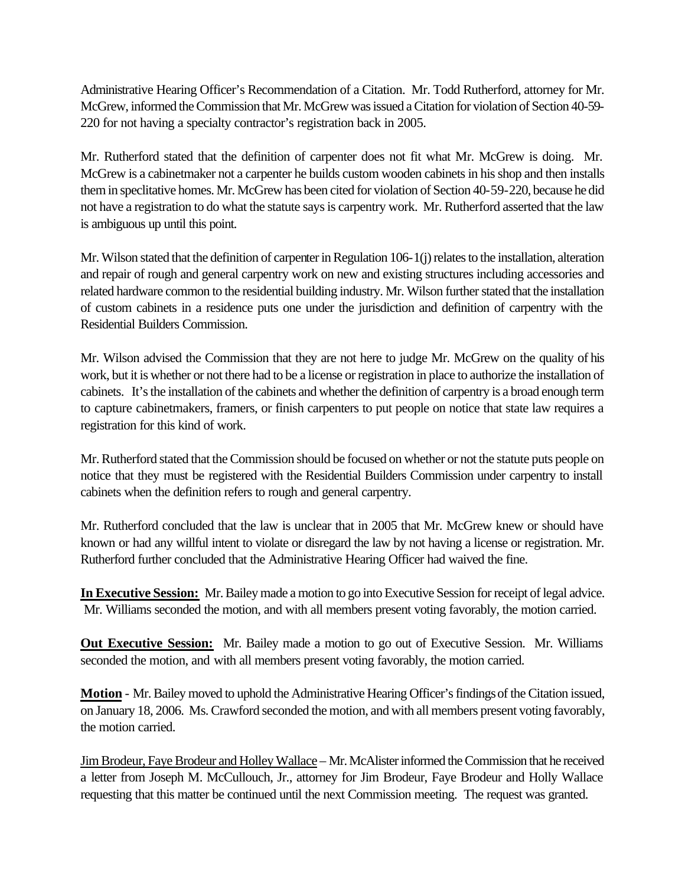Administrative Hearing Officer's Recommendation of a Citation. Mr. Todd Rutherford, attorney for Mr. McGrew, informed the Commission that Mr. McGrew was issued a Citation for violation of Section 40-59-220 for not having a specialty contractor's registration back in 2005.

Mr. Rutherford stated that the definition of carpenter does not fit what Mr. McGrew is doing. Mr. McGrew is a cabinetmaker not a carpenter he builds custom wooden cabinets in his shop and then installs them in speclitative homes. Mr. McGrew has been cited for violation of Section 40-59-220, because he did not have a registration to do what the statute says is carpentry work. Mr. Rutherford asserted that the law is ambiguous up until this point.

Mr. Wilson stated that the definition of carpenter in Regulation 106-1(j) relates to the installation, alteration and repair of rough and general carpentry work on new and existing structures including accessories and related hardware common to the residential building industry. Mr. Wilson further stated that the installation of custom cabinets in a residence puts one under the jurisdiction and definition of carpentry with the Residential Builders Commission.

Mr. Wilson advised the Commission that they are not here to judge Mr. McGrew on the quality of his work, but it is whether or not there had to be a license or registration in place to authorize the installation of cabinets. It's the installation of the cabinets and whether the definition of carpentry is a broad enough term to capture cabinetmakers, framers, or finish carpenters to put people on notice that state law requires a registration for this kind of work.

Mr. Rutherford stated that the Commission should be focused on whether or not the statute puts people on notice that they must be registered with the Residential Builders Commission under carpentry to install cabinets when the definition refers to rough and general carpentry.

Mr. Rutherford concluded that the law is unclear that in 2005 that Mr. McGrew knew or should have known or had any willful intent to violate or disregard the law by not having a license or registration. Mr. Rutherford further concluded that the Administrative Hearing Officer had waived the fine.

**In Executive Session:** Mr. Bailey made a motion to go into Executive Session for receipt of legal advice. Mr. Williams seconded the motion, and with all members present voting favorably, the motion carried.

**Out Executive Session:** Mr. Bailey made a motion to go out of Executive Session. Mr. Williams seconded the motion, and with all members present voting favorably, the motion carried.

**Motion** - Mr. Bailey moved to uphold the Administrative Hearing Officer's findings of the Citation issued, on January 18, 2006. Ms. Crawford seconded the motion, and with all members present voting favorably, the motion carried.

Jim Brodeur, Faye Brodeur and Holley Wallace – Mr. McAlister informed the Commission that he received a letter from Joseph M. McCullouch, Jr., attorney for Jim Brodeur, Faye Brodeur and Holly Wallace requesting that this matter be continued until the next Commission meeting. The request was granted.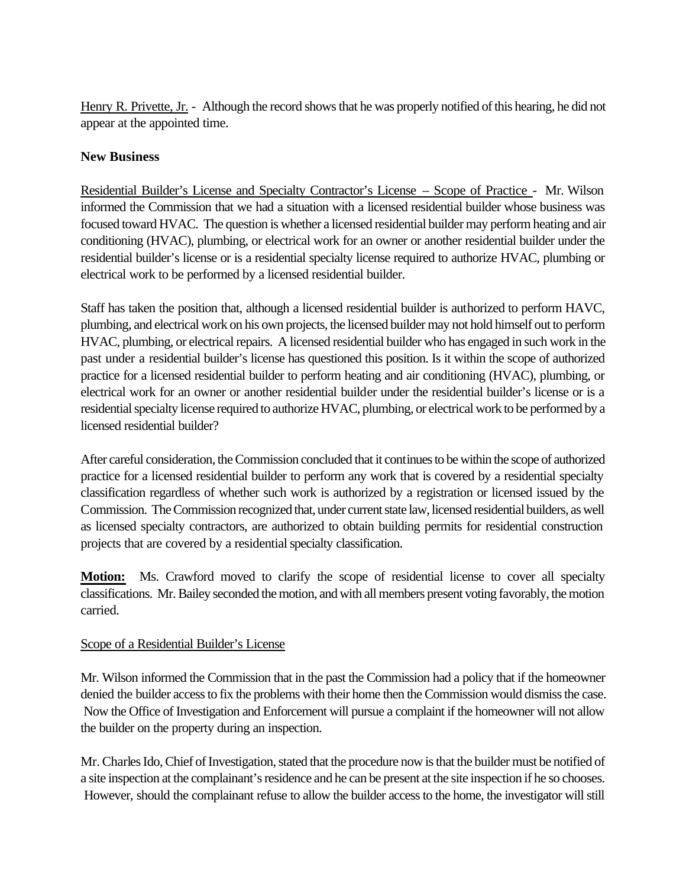Henry R. Privette, Jr. - Although the record shows that he was properly notified of this hearing, he did not appear at the appointed time.

**New Business**

Residential Builder's License and Specialty Contractor's License – Scope of Practice - Mr. Wilson informed the Commission that we had a situation with a licensed residential builder whose business was focused toward HVAC. The question is whether a licensed residential builder may perform heating and air conditioning (HVAC), plumbing, or electrical work for an owner or another residential builder under the residential builder's license or is a residential specialty license required to authorize HVAC, plumbing or electrical work to be performed by a licensed residential builder.

Staff has taken the position that, although a licensed residential builder is authorized to perform HAVC, plumbing, and electrical work on his own projects, the licensed builder may not hold himself out to perform HVAC, plumbing, or electrical repairs. A licensed residential builder who has engaged in such work in the past under a residential builder's license has questioned this position. Is it within the scope of authorized practice for a licensed residential builder to perform heating and air conditioning (HVAC), plumbing, or electrical work for an owner or another residential builder under the residential builder's license or is a residential specialty license required to authorize HVAC, plumbing, or electrical work to be performed by a licensed residential builder?

After careful consideration, the Commission concluded that it continues to be within the scope of authorized practice for a licensed residential builder to perform any work that is covered by a residential specialty classification regardless of whether such work is authorized by a registration or licensed issued by the Commission. The Commission recognized that, under current state law, licensed residential builders, as well as licensed specialty contractors, are authorized to obtain building permits for residential construction projects that are covered by a residential specialty classification.

**Motion:** Ms. Crawford moved to clarify the scope of residential license to cover all specialty classifications. Mr. Bailey seconded the motion, and with all members present voting favorably, the motion carried.

Scope of a Residential Builder's License

Mr. Wilson informed the Commission that in the past the Commission had a policy that if the homeowner denied the builder access to fix the problems with their home then the Commission would dismiss the case. Now the Office of Investigation and Enforcement will pursue a complaint if the homeowner will not allow the builder on the property during an inspection.

Mr. Charles Ido, Chief of Investigation, stated that the procedure now is that the builder must be notified of a site inspection at the complainant's residence and he can be present at the site inspection if he so chooses. However, should the complainant refuse to allow the builder access to the home, the investigator will still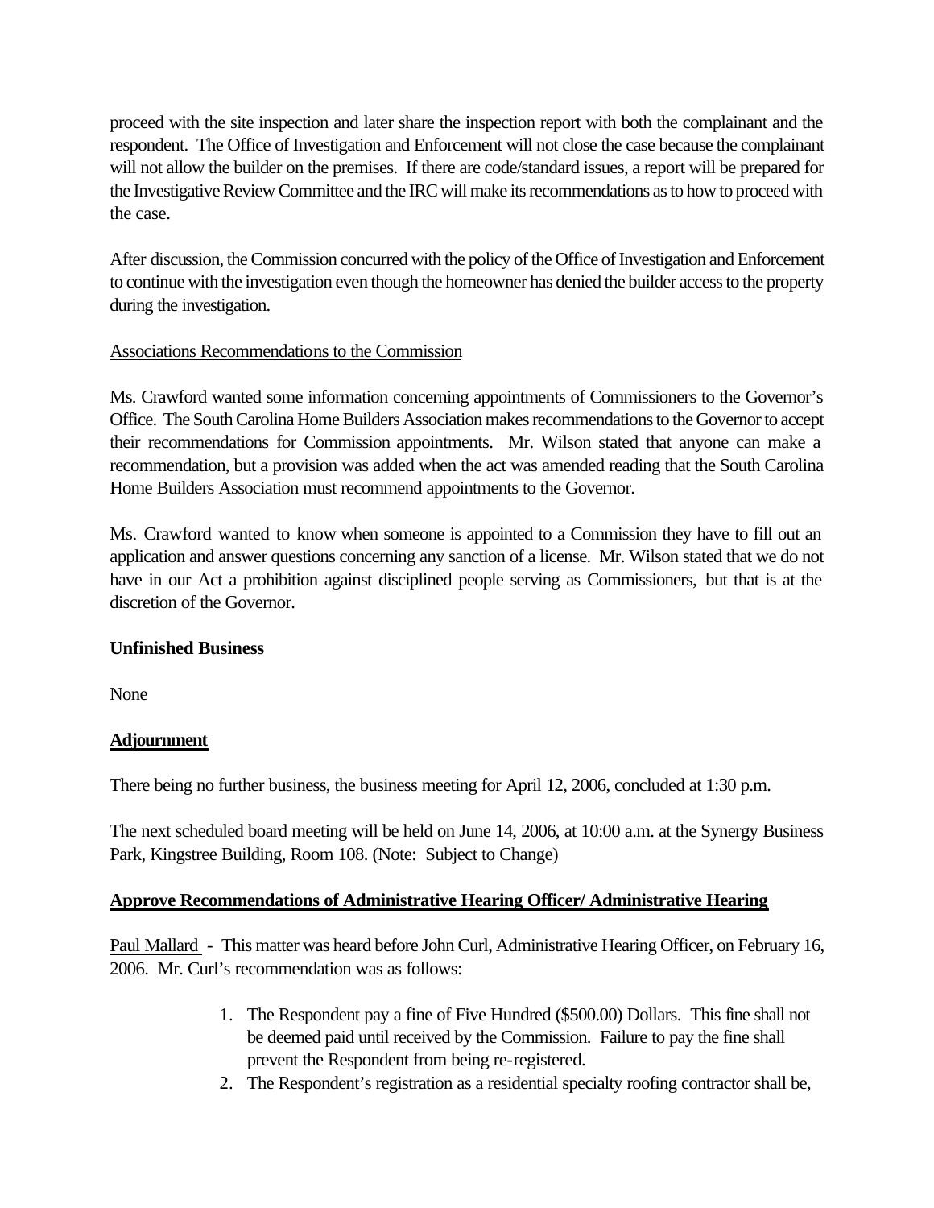proceed with the site inspection and later share the inspection report with both the complainant and the respondent. The Office of Investigation and Enforcement will not close the case because the complainant will not allow the builder on the premises. If there are code/standard issues, a report will be prepared for the Investigative Review Committee and the IRC will make its recommendations as to how to proceed with the case.

After discussion, the Commission concurred with the policy of the Office of Investigation and Enforcement to continue with the investigation even though the homeowner has denied the builder access to the property during the investigation.

<u>Associations Recommendations to the Commission</u>

Ms. Crawford wanted some information concerning appointments of Commissioners to the Governor's Office. The South Carolina Home Builders Association makes recommendations to the Governor to accept their recommendations for Commission appointments. Mr. Wilson stated that anyone can make a recommendation, but a provision was added when the act was amended reading that the South Carolina Home Builders Association must recommend appointments to the Governor.

Ms. Crawford wanted to know when someone is appointed to a Commission they have to fill out an application and answer questions concerning any sanction of a license. Mr. Wilson stated that we do not have in our Act a prohibition against disciplined people serving as Commissioners, but that is at the discretion of the Governor.

**Unfinished Business**

None

**<u>Adjournment</u>**

There being no further business, the business meeting for April 12, 2006, concluded at 1:30 p.m.

The next scheduled board meeting will be held on June 14, 2006, at 10:00 a.m. at the Synergy Business Park, Kingstree Building, Room 108. (Note: Subject to Change)

**<u>Approve Recommendations of Administrative Hearing Officer/ Administrative Hearing</u>**

<u>Paul Mallard</u> - This matter was heard before John Curl, Administrative Hearing Officer, on February 16, 2006. Mr. Curl's recommendation was as follows:

1. The Respondent pay a fine of Five Hundred ($500.00) Dollars. This fine shall not be deemed paid until received by the Commission. Failure to pay the fine shall prevent the Respondent from being re-registered.
2. The Respondent's registration as a residential specialty roofing contractor shall be,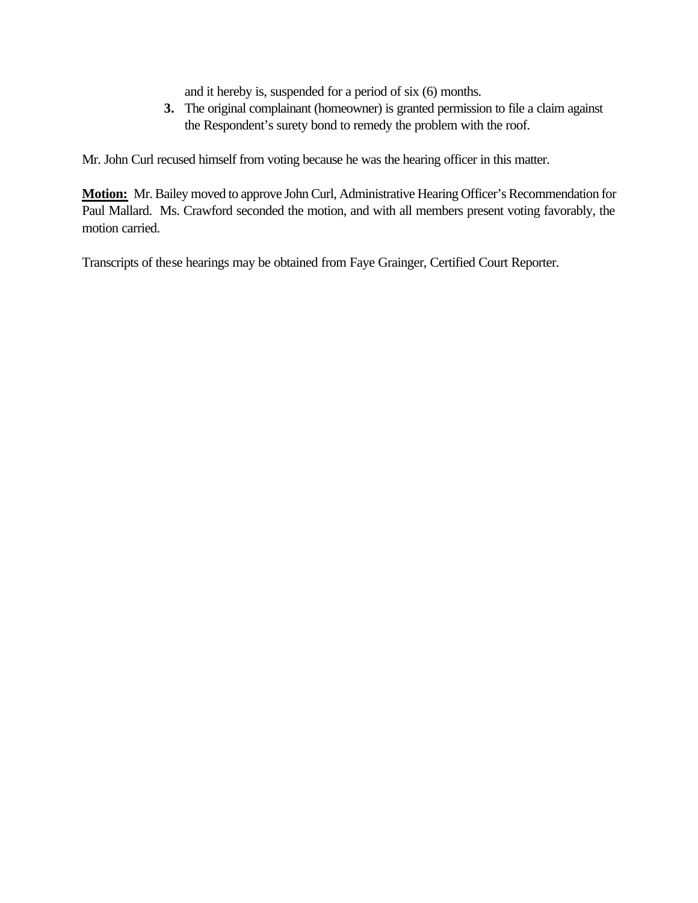and it hereby is, suspended for a period of six (6) months.

3. The original complainant (homeowner) is granted permission to file a claim against the Respondent's surety bond to remedy the problem with the roof.

Mr. John Curl recused himself from voting because he was the hearing officer in this matter.

**Motion:** Mr. Bailey moved to approve John Curl, Administrative Hearing Officer's Recommendation for Paul Mallard. Ms. Crawford seconded the motion, and with all members present voting favorably, the motion carried.

Transcripts of these hearings may be obtained from Faye Grainger, Certified Court Reporter.